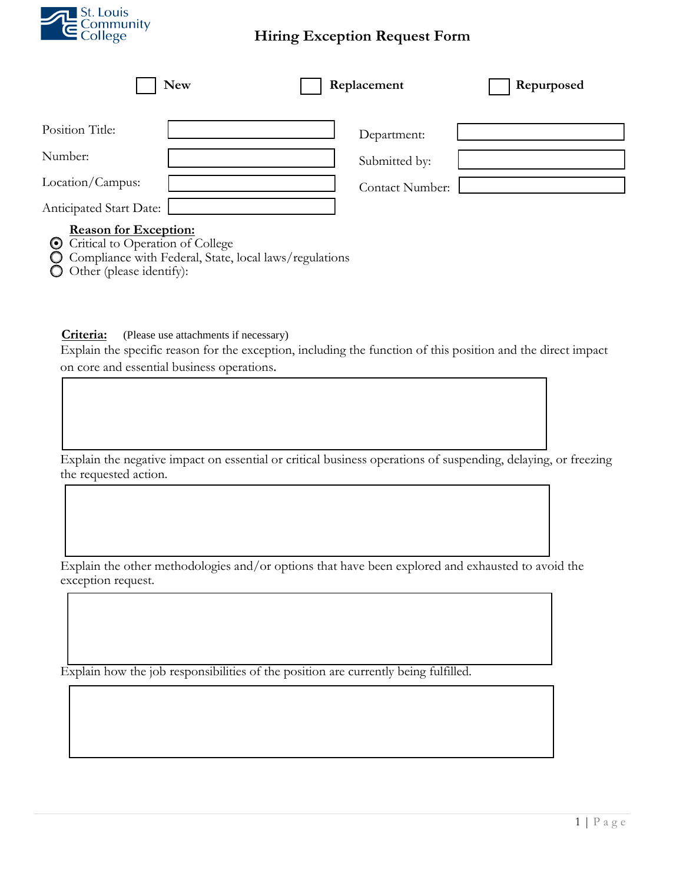St. Louis Community College

# Hiring Exception Request Form

☐ **New** ☐ **Replacement** ☐ **Repurposed**

| | | | |
|---|---|---|---|
| Position Title: | | Department: | |
| Number: | | Submitted by: | |
| Location/Campus: | | Contact Number: | |
| Anticipated Start Date: | | | |

**Reason for Exception:**

- ◉ Critical to Operation of College
- ○ Compliance with Federal, State, local laws/regulations
- ○ Other (please identify):

**Criteria:** (Please use attachments if necessary)

Explain the specific reason for the exception, including the function of this position and the direct impact on core and essential business operations.

Explain the negative impact on essential or critical business operations of suspending, delaying, or freezing the requested action.

Explain the other methodologies and/or options that have been explored and exhausted to avoid the exception request.

Explain how the job responsibilities of the position are currently being fulfilled.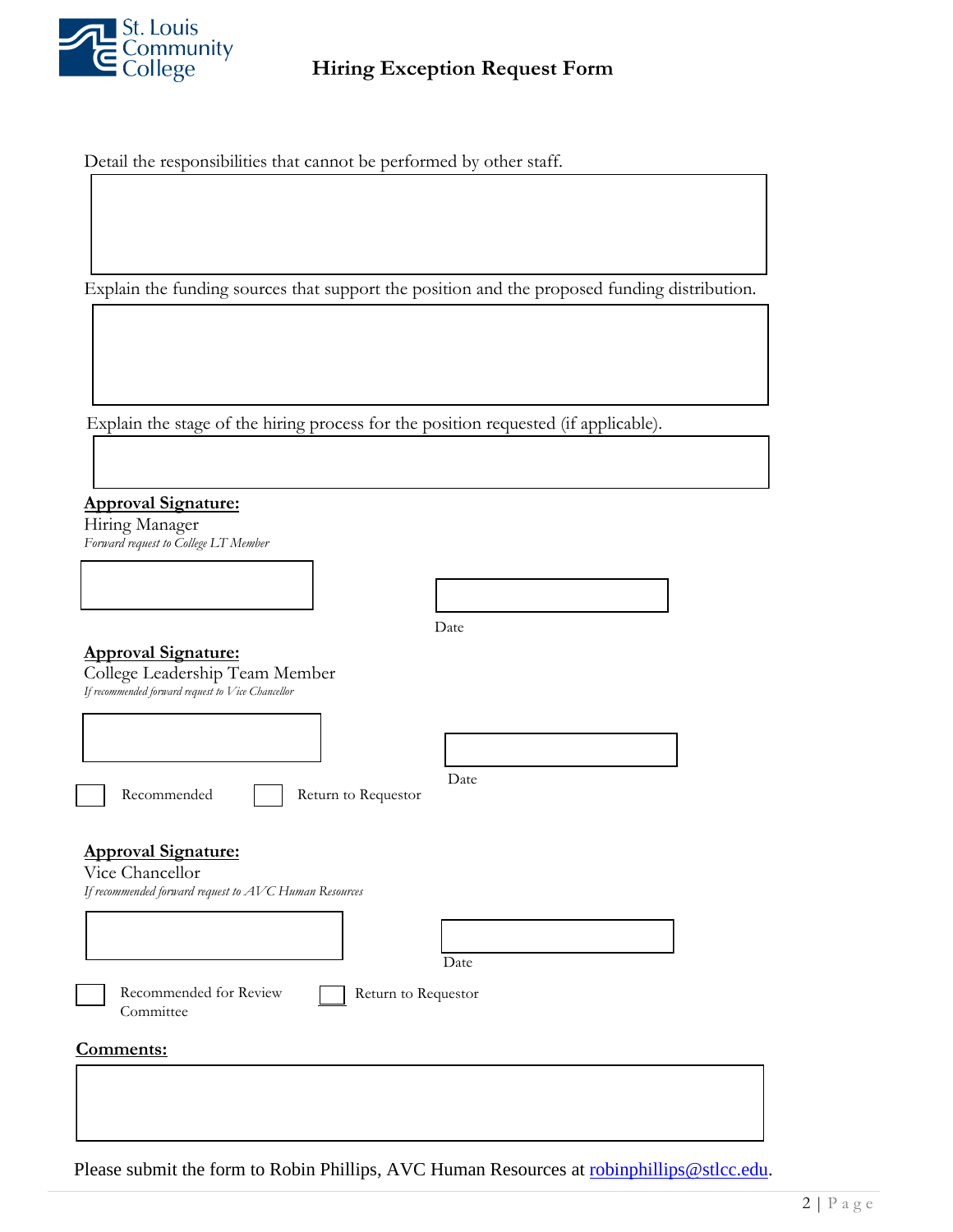St. Louis Community College

# Hiring Exception Request Form

Detail the responsibilities that cannot be performed by other staff.

Explain the funding sources that support the position and the proposed funding distribution.

Explain the stage of the hiring process for the position requested (if applicable).

**Approval Signature:**

Hiring Manager

*Forward request to College LT Member*

Date

**Approval Signature:**

College Leadership Team Member

*If recommended forward request to Vice Chancellor*

Date

☐ Recommended ☐ Return to Requestor

**Approval Signature:**

Vice Chancellor

*If recommended forward request to AVC Human Resources*

Date

☐ Recommended for Review Committee ☐ Return to Requestor

**Comments:**

Please submit the form to Robin Phillips, AVC Human Resources at robinphillips@stlcc.edu.